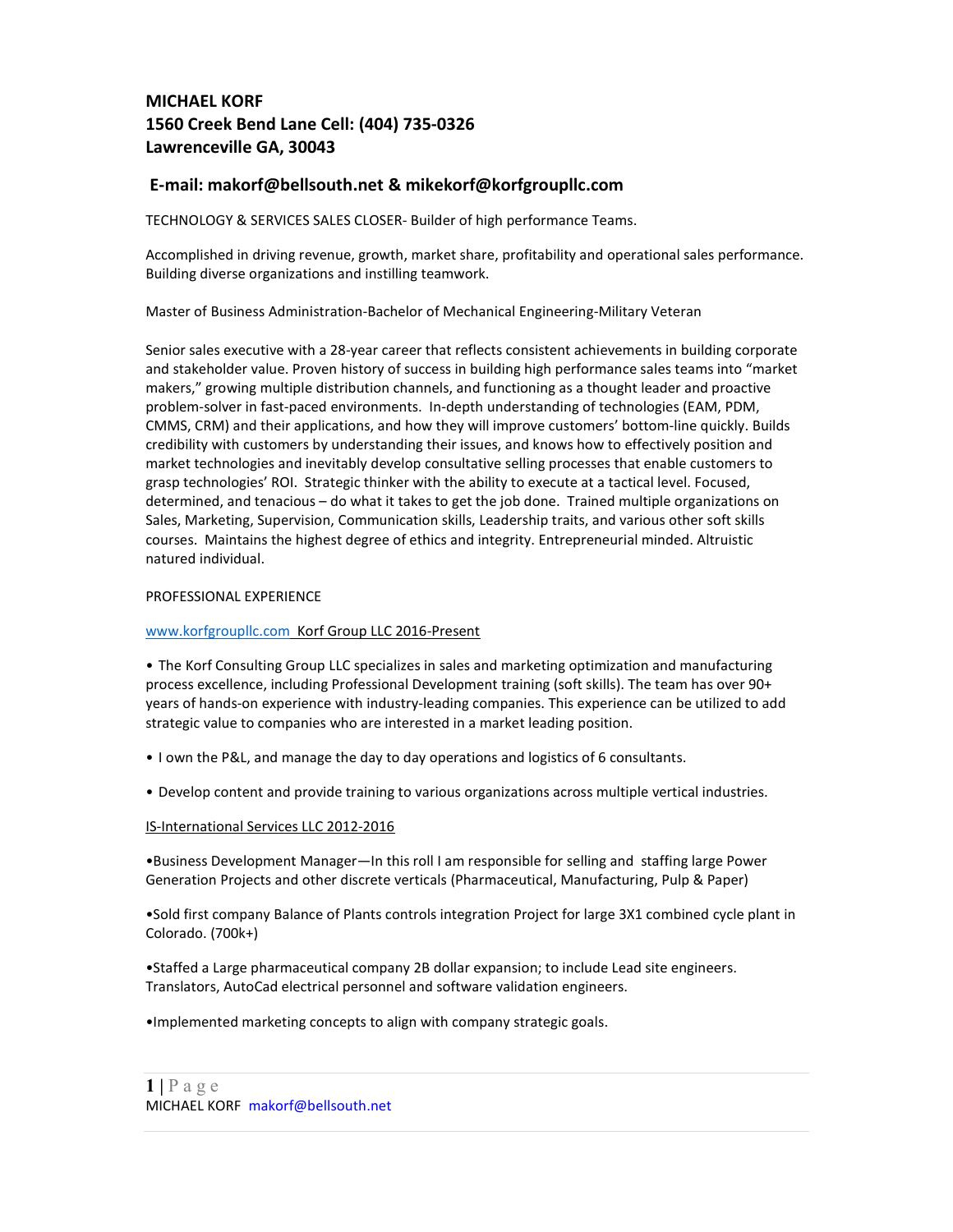**MICHAEL KORF**
**1560 Creek Bend Lane Cell: (404) 735-0326**
**Lawrenceville GA, 30043**

**E-mail: makorf@bellsouth.net & mikekorf@korfgroupllc.com**

TECHNOLOGY & SERVICES SALES CLOSER- Builder of high performance Teams.

Accomplished in driving revenue, growth, market share, profitability and operational sales performance. Building diverse organizations and instilling teamwork.

Master of Business Administration-Bachelor of Mechanical Engineering-Military Veteran

Senior sales executive with a 28-year career that reflects consistent achievements in building corporate and stakeholder value. Proven history of success in building high performance sales teams into "market makers," growing multiple distribution channels, and functioning as a thought leader and proactive problem-solver in fast-paced environments. In-depth understanding of technologies (EAM, PDM, CMMS, CRM) and their applications, and how they will improve customers' bottom-line quickly. Builds credibility with customers by understanding their issues, and knows how to effectively position and market technologies and inevitably develop consultative selling processes that enable customers to grasp technologies' ROI. Strategic thinker with the ability to execute at a tactical level. Focused, determined, and tenacious – do what it takes to get the job done. Trained multiple organizations on Sales, Marketing, Supervision, Communication skills, Leadership traits, and various other soft skills courses. Maintains the highest degree of ethics and integrity. Entrepreneurial minded. Altruistic natured individual.

PROFESSIONAL EXPERIENCE

www.korfgroupllc.com Korf Group LLC 2016-Present

- The Korf Consulting Group LLC specializes in sales and marketing optimization and manufacturing process excellence, including Professional Development training (soft skills). The team has over 90+ years of hands-on experience with industry-leading companies. This experience can be utilized to add strategic value to companies who are interested in a market leading position.
- I own the P&L, and manage the day to day operations and logistics of 6 consultants.
- Develop content and provide training to various organizations across multiple vertical industries.

IS-International Services LLC 2012-2016

- Business Development Manager—In this roll I am responsible for selling and staffing large Power Generation Projects and other discrete verticals (Pharmaceutical, Manufacturing, Pulp & Paper)
- Sold first company Balance of Plants controls integration Project for large 3X1 combined cycle plant in Colorado. (700k+)
- Staffed a Large pharmaceutical company 2B dollar expansion; to include Lead site engineers. Translators, AutoCad electrical personnel and software validation engineers.
- Implemented marketing concepts to align with company strategic goals.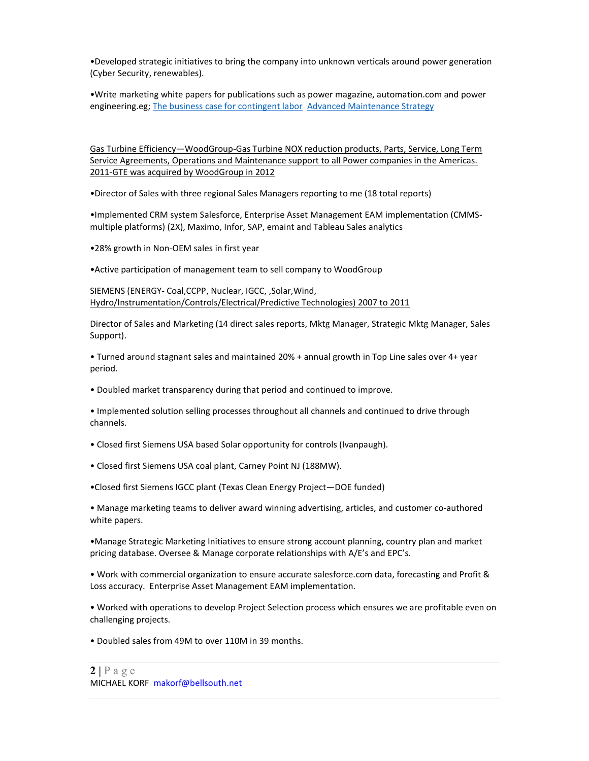•Developed strategic initiatives to bring the company into unknown verticals around power generation (Cyber Security, renewables).

•Write marketing white papers for publications such as power magazine, automation.com and power engineering.eg; The business case for contingent labor  Advanced Maintenance Strategy

Gas Turbine Efficiency—WoodGroup-Gas Turbine NOX reduction products, Parts, Service, Long Term Service Agreements, Operations and Maintenance support to all Power companies in the Americas. 2011-GTE was acquired by WoodGroup in 2012

•Director of Sales with three regional Sales Managers reporting to me (18 total reports)

•Implemented CRM system Salesforce, Enterprise Asset Management EAM implementation (CMMS-multiple platforms) (2X), Maximo, Infor, SAP, emaint and Tableau Sales analytics

•28% growth in Non-OEM sales in first year

•Active participation of management team to sell company to WoodGroup

SIEMENS (ENERGY- Coal,CCPP, Nuclear, IGCC, ,Solar,Wind, Hydro/Instrumentation/Controls/Electrical/Predictive Technologies) 2007 to 2011

Director of Sales and Marketing (14 direct sales reports, Mktg Manager, Strategic Mktg Manager, Sales Support).

• Turned around stagnant sales and maintained 20% + annual growth in Top Line sales over 4+ year period.

• Doubled market transparency during that period and continued to improve.

• Implemented solution selling processes throughout all channels and continued to drive through channels.

• Closed first Siemens USA based Solar opportunity for controls (Ivanpaugh).

• Closed first Siemens USA coal plant, Carney Point NJ (188MW).

•Closed first Siemens IGCC plant (Texas Clean Energy Project—DOE funded)

• Manage marketing teams to deliver award winning advertising, articles, and customer co-authored white papers.

•Manage Strategic Marketing Initiatives to ensure strong account planning, country plan and market pricing database. Oversee & Manage corporate relationships with A/E's and EPC's.

• Work with commercial organization to ensure accurate salesforce.com data, forecasting and Profit & Loss accuracy.  Enterprise Asset Management EAM implementation.

• Worked with operations to develop Project Selection process which ensures we are profitable even on challenging projects.

• Doubled sales from 49M to over 110M in 39 months.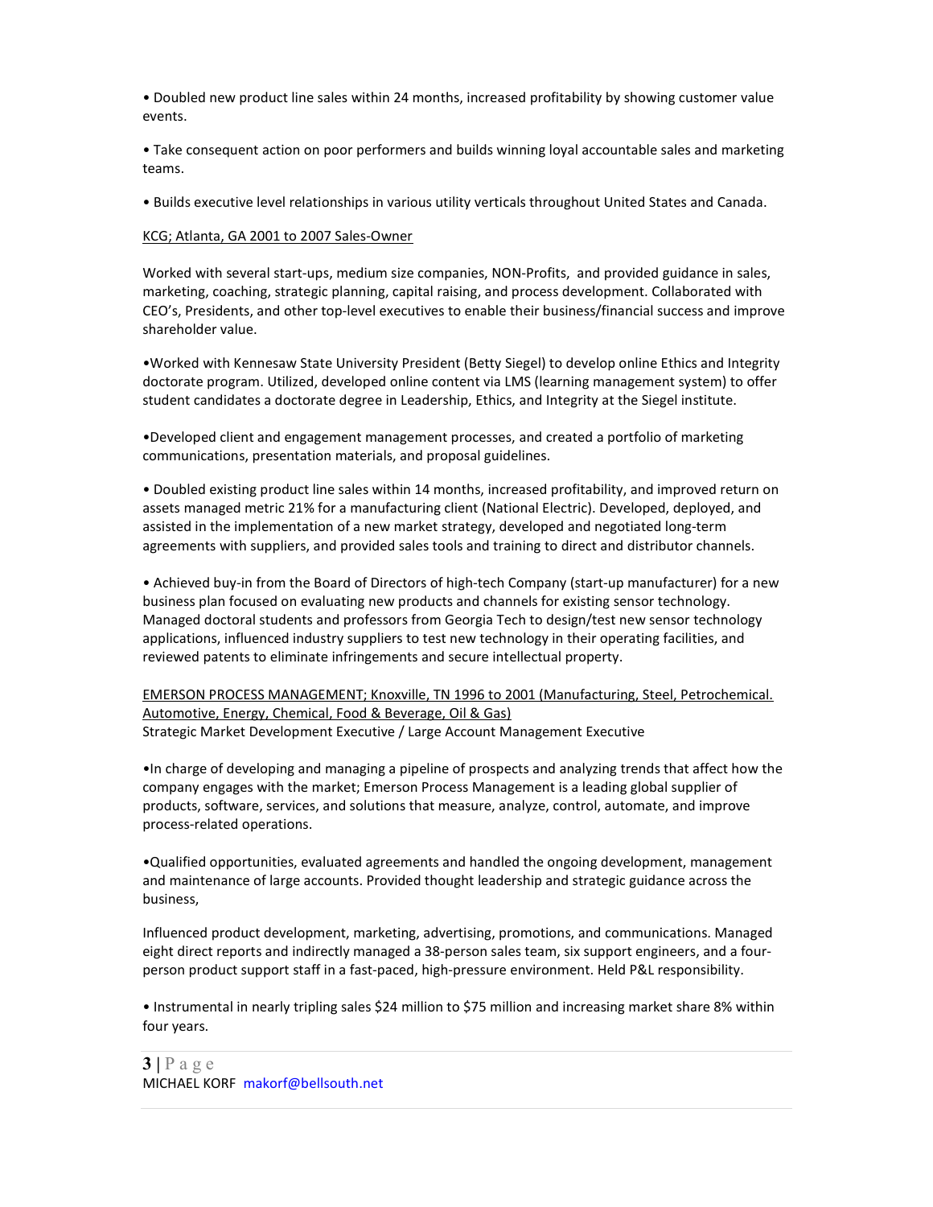• Doubled new product line sales within 24 months, increased profitability by showing customer value events.

• Take consequent action on poor performers and builds winning loyal accountable sales and marketing teams.

• Builds executive level relationships in various utility verticals throughout United States and Canada.

KCG; Atlanta, GA 2001 to 2007 Sales-Owner

Worked with several start-ups, medium size companies, NON-Profits, and provided guidance in sales, marketing, coaching, strategic planning, capital raising, and process development. Collaborated with CEO's, Presidents, and other top-level executives to enable their business/financial success and improve shareholder value.

•Worked with Kennesaw State University President (Betty Siegel) to develop online Ethics and Integrity doctorate program. Utilized, developed online content via LMS (learning management system) to offer student candidates a doctorate degree in Leadership, Ethics, and Integrity at the Siegel institute.

•Developed client and engagement management processes, and created a portfolio of marketing communications, presentation materials, and proposal guidelines.

• Doubled existing product line sales within 14 months, increased profitability, and improved return on assets managed metric 21% for a manufacturing client (National Electric). Developed, deployed, and assisted in the implementation of a new market strategy, developed and negotiated long-term agreements with suppliers, and provided sales tools and training to direct and distributor channels.

• Achieved buy-in from the Board of Directors of high-tech Company (start-up manufacturer) for a new business plan focused on evaluating new products and channels for existing sensor technology. Managed doctoral students and professors from Georgia Tech to design/test new sensor technology applications, influenced industry suppliers to test new technology in their operating facilities, and reviewed patents to eliminate infringements and secure intellectual property.

EMERSON PROCESS MANAGEMENT; Knoxville, TN 1996 to 2001 (Manufacturing, Steel, Petrochemical. Automotive, Energy, Chemical, Food & Beverage, Oil & Gas)
Strategic Market Development Executive / Large Account Management Executive

•In charge of developing and managing a pipeline of prospects and analyzing trends that affect how the company engages with the market; Emerson Process Management is a leading global supplier of products, software, services, and solutions that measure, analyze, control, automate, and improve process-related operations.

•Qualified opportunities, evaluated agreements and handled the ongoing development, management and maintenance of large accounts. Provided thought leadership and strategic guidance across the business,

Influenced product development, marketing, advertising, promotions, and communications. Managed eight direct reports and indirectly managed a 38-person sales team, six support engineers, and a four-person product support staff in a fast-paced, high-pressure environment. Held P&L responsibility.

• Instrumental in nearly tripling sales $24 million to $75 million and increasing market share 8% within four years.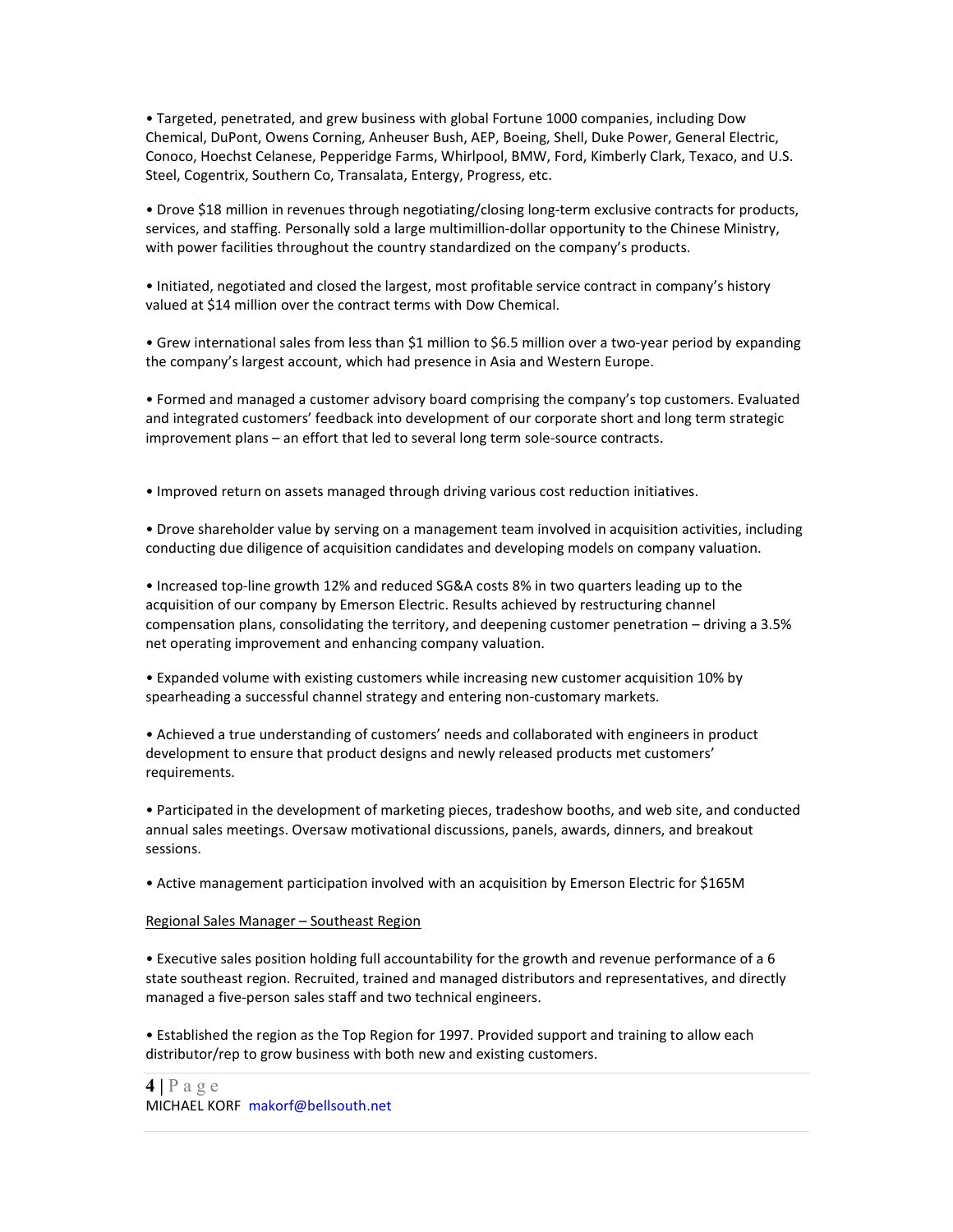• Targeted, penetrated, and grew business with global Fortune 1000 companies, including Dow Chemical, DuPont, Owens Corning, Anheuser Bush, AEP, Boeing, Shell, Duke Power, General Electric, Conoco, Hoechst Celanese, Pepperidge Farms, Whirlpool, BMW, Ford, Kimberly Clark, Texaco, and U.S. Steel, Cogentrix, Southern Co, Transalata, Entergy, Progress, etc.

• Drove $18 million in revenues through negotiating/closing long-term exclusive contracts for products, services, and staffing. Personally sold a large multimillion-dollar opportunity to the Chinese Ministry, with power facilities throughout the country standardized on the company's products.

• Initiated, negotiated and closed the largest, most profitable service contract in company's history valued at $14 million over the contract terms with Dow Chemical.

• Grew international sales from less than $1 million to $6.5 million over a two-year period by expanding the company's largest account, which had presence in Asia and Western Europe.

• Formed and managed a customer advisory board comprising the company's top customers. Evaluated and integrated customers' feedback into development of our corporate short and long term strategic improvement plans – an effort that led to several long term sole-source contracts.

• Improved return on assets managed through driving various cost reduction initiatives.

• Drove shareholder value by serving on a management team involved in acquisition activities, including conducting due diligence of acquisition candidates and developing models on company valuation.

• Increased top-line growth 12% and reduced SG&A costs 8% in two quarters leading up to the acquisition of our company by Emerson Electric. Results achieved by restructuring channel compensation plans, consolidating the territory, and deepening customer penetration – driving a 3.5% net operating improvement and enhancing company valuation.

• Expanded volume with existing customers while increasing new customer acquisition 10% by spearheading a successful channel strategy and entering non-customary markets.

• Achieved a true understanding of customers' needs and collaborated with engineers in product development to ensure that product designs and newly released products met customers' requirements.

• Participated in the development of marketing pieces, tradeshow booths, and web site, and conducted annual sales meetings. Oversaw motivational discussions, panels, awards, dinners, and breakout sessions.

• Active management participation involved with an acquisition by Emerson Electric for $165M

Regional Sales Manager – Southeast Region

• Executive sales position holding full accountability for the growth and revenue performance of a 6 state southeast region. Recruited, trained and managed distributors and representatives, and directly managed a five-person sales staff and two technical engineers.

• Established the region as the Top Region for 1997. Provided support and training to allow each distributor/rep to grow business with both new and existing customers.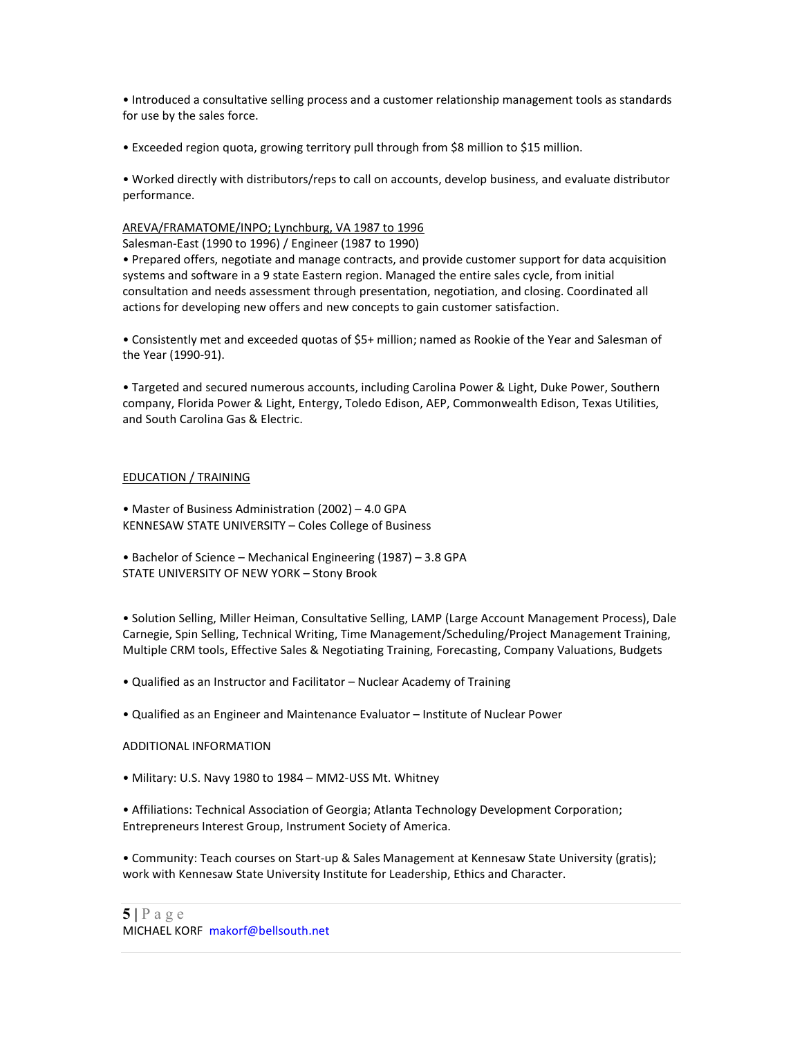• Introduced a consultative selling process and a customer relationship management tools as standards for use by the sales force.

• Exceeded region quota, growing territory pull through from $8 million to $15 million.

• Worked directly with distributors/reps to call on accounts, develop business, and evaluate distributor performance.

AREVA/FRAMATOME/INPO; Lynchburg, VA 1987 to 1996

Salesman-East (1990 to 1996) / Engineer (1987 to 1990)

• Prepared offers, negotiate and manage contracts, and provide customer support for data acquisition systems and software in a 9 state Eastern region. Managed the entire sales cycle, from initial consultation and needs assessment through presentation, negotiation, and closing. Coordinated all actions for developing new offers and new concepts to gain customer satisfaction.

• Consistently met and exceeded quotas of $5+ million; named as Rookie of the Year and Salesman of the Year (1990-91).

• Targeted and secured numerous accounts, including Carolina Power & Light, Duke Power, Southern company, Florida Power & Light, Entergy, Toledo Edison, AEP, Commonwealth Edison, Texas Utilities, and South Carolina Gas & Electric.

## EDUCATION / TRAINING

• Master of Business Administration (2002) – 4.0 GPA
KENNESAW STATE UNIVERSITY – Coles College of Business

• Bachelor of Science – Mechanical Engineering (1987) – 3.8 GPA
STATE UNIVERSITY OF NEW YORK – Stony Brook

• Solution Selling, Miller Heiman, Consultative Selling, LAMP (Large Account Management Process), Dale Carnegie, Spin Selling, Technical Writing, Time Management/Scheduling/Project Management Training, Multiple CRM tools, Effective Sales & Negotiating Training, Forecasting, Company Valuations, Budgets

• Qualified as an Instructor and Facilitator – Nuclear Academy of Training

• Qualified as an Engineer and Maintenance Evaluator – Institute of Nuclear Power

## ADDITIONAL INFORMATION

• Military: U.S. Navy 1980 to 1984 – MM2-USS Mt. Whitney

• Affiliations: Technical Association of Georgia; Atlanta Technology Development Corporation; Entrepreneurs Interest Group, Instrument Society of America.

• Community: Teach courses on Start-up & Sales Management at Kennesaw State University (gratis); work with Kennesaw State University Institute for Leadership, Ethics and Character.